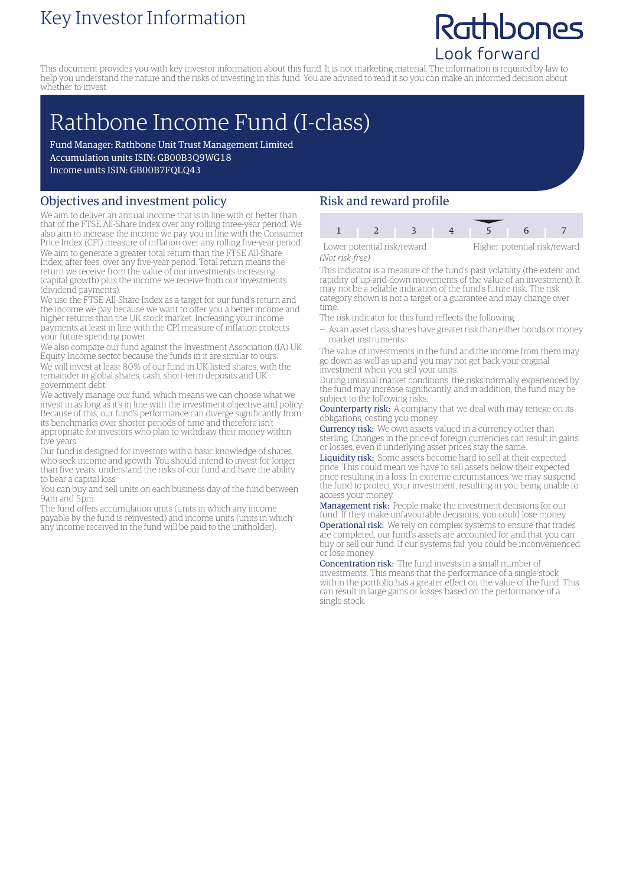# Key Investor Information

Rathbones
Look forward

This document provides you with key investor information about this fund. It is not marketing material. The information is required by law to help you understand the nature and the risks of investing in this fund. You are advised to read it so you can make an informed decision about whether to invest.

# Rathbone Income Fund (I-class)

Fund Manager: Rathbone Unit Trust Management Limited
Accumulation units ISIN: GB00B3Q9WG18
Income units ISIN: GB00B7FQLQ43

## Objectives and investment policy

We aim to deliver an annual income that is in line with or better than that of the FTSE All-Share Index over any rolling three-year period. We also aim to increase the income we pay you in line with the Consumer Price Index (CPI) measure of inflation over any rolling five-year period. We aim to generate a greater total return than the FTSE All-Share Index, after fees, over any five-year period. Total return means the return we receive from the value of our investments increasing (capital growth) plus the income we receive from our investments (dividend payments).

We use the FTSE All-Share Index as a target for our fund's return and the income we pay because we want to offer you a better income and higher returns than the UK stock market. Increasing your income payments at least in line with the CPI measure of inflation protects your future spending power.

We also compare our fund against the Investment Association (IA) UK Equity Income sector because the funds in it are similar to ours.

We will invest at least 80% of our fund in UK-listed shares, with the remainder in global shares, cash, short-term deposits and UK government debt.

We actively manage our fund, which means we can choose what we invest in as long as it's in line with the investment objective and policy. Because of this, our fund's performance can diverge significantly from its benchmarks over shorter periods of time and therefore isn't appropriate for investors who plan to withdraw their money within five years.

Our fund is designed for investors with a basic knowledge of shares who seek income and growth. You should intend to invest for longer than five years, understand the risks of our fund and have the ability to bear a capital loss.

You can buy and sell units on each business day of the fund between 9am and 5pm.

The fund offers accumulation units (units in which any income payable by the fund is reinvested) and income units (units in which any income received in the fund will be paid to the unitholder).

## Risk and reward profile

| 1 | 2 | 3 | 4 | **5** | 6 | 7 |
|---|---|---|---|---|---|---|

Lower potential risk/reward — Higher potential risk/reward
*(Not risk-free)*

This indicator is a measure of the fund's past volatility (the extent and rapidity of up-and-down movements of the value of an investment). It may not be a reliable indication of the fund's future risk. The risk category shown is not a target or a guarantee and may change over time.

The risk indicator for this fund reflects the following:

- As an asset class, shares have greater risk than either bonds or money market instruments.

The value of investments in the fund and the income from them may go down as well as up and you may not get back your original investment when you sell your units.

During unusual market conditions, the risks normally experienced by the fund may increase significantly, and in addition, the fund may be subject to the following risks:

**Counterparty risk:** A company that we deal with may renege on its obligations, costing you money.

**Currency risk:** We own assets valued in a currency other than sterling. Changes in the price of foreign currencies can result in gains or losses, even if underlying asset prices stay the same.

**Liquidity risk:** Some assets become hard to sell at their expected price. This could mean we have to sell assets below their expected price resulting in a loss. In extreme circumstances, we may suspend the fund to protect your investment, resulting in you being unable to access your money.

**Management risk:** People make the investment decisions for our fund. If they make unfavourable decisions, you could lose money.

**Operational risk:** We rely on complex systems to ensure that trades are completed, our fund's assets are accounted for and that you can buy or sell our fund. If our systems fail, you could be inconvenienced or lose money.

**Concentration risk:** The fund invests in a small number of investments. This means that the performance of a single stock within the portfolio has a greater effect on the value of the fund. This can result in large gains or losses based on the performance of a single stock.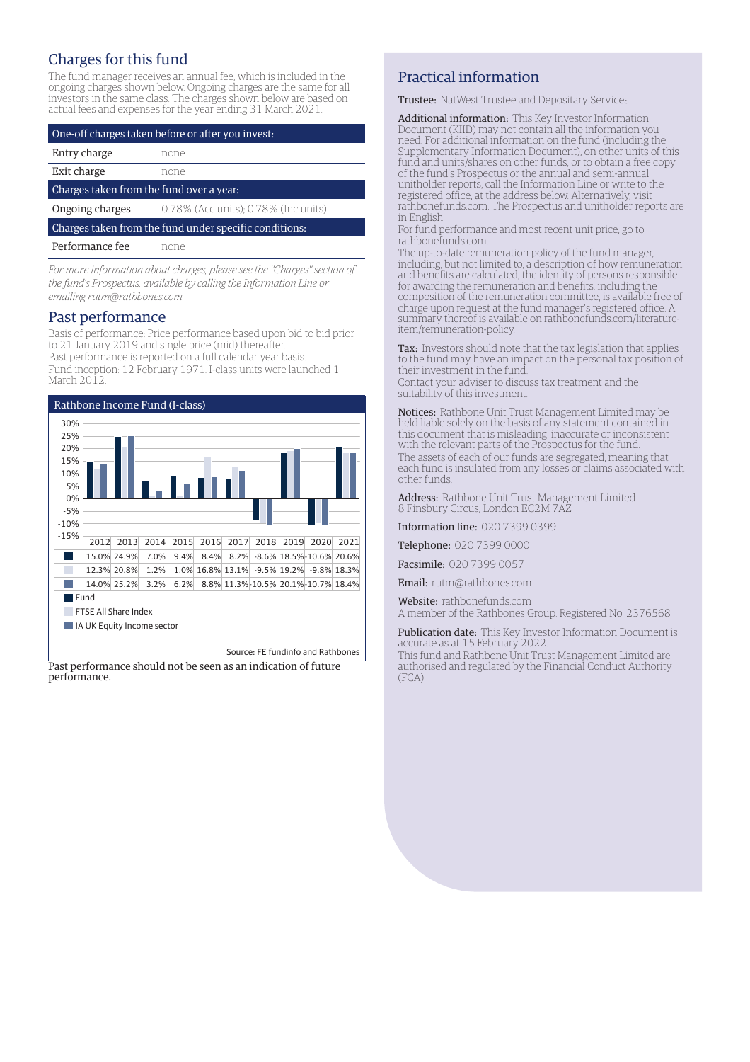## Charges for this fund

The fund manager receives an annual fee, which is included in the ongoing charges shown below. Ongoing charges are the same for all investors in the same class. The charges shown below are based on actual fees and expenses for the year ending 31 March 2021.

| One-off charges taken before or after you invest: | |
|---|---|
| Entry charge | none |
| Exit charge | none |
| **Charges taken from the fund over a year:** | |
| Ongoing charges | 0.78% (Acc units); 0.78% (Inc units) |
| **Charges taken from the fund under specific conditions:** | |
| Performance fee | none |

*For more information about charges, please see the "Charges" section of the fund's Prospectus, available by calling the Information Line or emailing rutm@rathbones.com.*

## Past performance

Basis of performance: Price performance based upon bid to bid prior to 21 January 2019 and single price (mid) thereafter.
Past performance is reported on a full calendar year basis.
Fund inception: 12 February 1971. I-class units were launched 1 March 2012.

Rathbone Income Fund (I-class)

30%
25%
20%
15%
10%
5%
0%
-5%
-10%
-15%

| | 2012 | 2013 | 2014 | 2015 | 2016 | 2017 | 2018 | 2019 | 2020 | 2021 |
|---|---|---|---|---|---|---|---|---|---|---|
| Fund | 15.0% | 24.9% | 7.0% | 9.4% | 8.4% | 8.2% | -8.6% | 18.5% | -10.6% | 20.6% |
| FTSE All Share Index | 12.3% | 20.8% | 1.2% | 1.0% | 16.8% | 13.1% | -9.5% | 19.2% | -9.8% | 18.3% |
| IA UK Equity Income sector | 14.0% | 25.2% | 3.2% | 6.2% | 8.8% | 11.3% | -10.5% | 20.1% | -10.7% | 18.4% |

Fund
FTSE All Share Index
IA UK Equity Income sector

Source: FE fundinfo and Rathbones

Past performance should not be seen as an indication of future performance.

## Practical information

**Trustee:** NatWest Trustee and Depositary Services

**Additional information:** This Key Investor Information Document (KIID) may not contain all the information you need. For additional information on the fund (including the Supplementary Information Document), on other units of this fund and units/shares on other funds, or to obtain a free copy of the fund's Prospectus or the annual and semi-annual unitholder reports, call the Information Line or write to the registered office, at the address below. Alternatively, visit rathbonefunds.com. The Prospectus and unitholder reports are in English.
For fund performance and most recent unit price, go to rathbonefunds.com.
The up-to-date remuneration policy of the fund manager, including, but not limited to, a description of how remuneration and benefits are calculated, the identity of persons responsible for awarding the remuneration and benefits, including the composition of the remuneration committee, is available free of charge upon request at the fund manager's registered office. A summary thereof is available on rathbonefunds.com/literature-item/remuneration-policy.

**Tax:** Investors should note that the tax legislation that applies to the fund may have an impact on the personal tax position of their investment in the fund.
Contact your adviser to discuss tax treatment and the suitability of this investment.

**Notices:** Rathbone Unit Trust Management Limited may be held liable solely on the basis of any statement contained in this document that is misleading, inaccurate or inconsistent with the relevant parts of the Prospectus for the fund.
The assets of each of our funds are segregated, meaning that each fund is insulated from any losses or claims associated with other funds.

**Address:** Rathbone Unit Trust Management Limited
8 Finsbury Circus, London EC2M 7AZ

**Information line:** 020 7399 0399

**Telephone:** 020 7399 0000

**Facsimile:** 020 7399 0057

**Email:** rutm@rathbones.com

**Website:** rathbonefunds.com
A member of the Rathbones Group. Registered No. 2376568

**Publication date:** This Key Investor Information Document is accurate as at 15 February 2022.
This fund and Rathbone Unit Trust Management Limited are authorised and regulated by the Financial Conduct Authority (FCA).